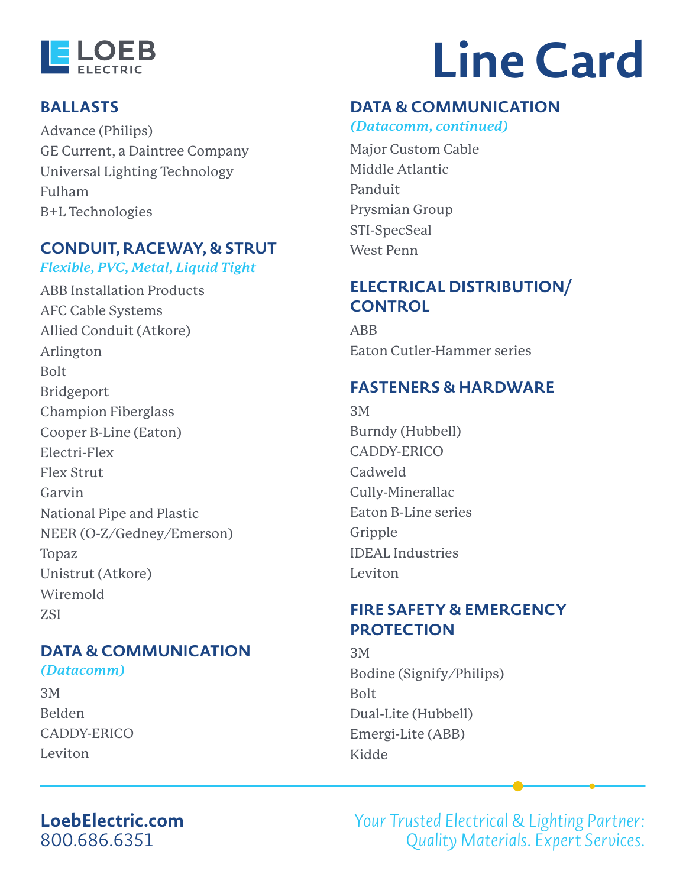LOEB ELECTRIC

# Line Card

## BALLASTS

Advance (Philips)
GE Current, a Daintree Company
Universal Lighting Technology
Fulham
B+L Technologies

## CONDUIT, RACEWAY, & STRUT

*Flexible, PVC, Metal, Liquid Tight*

ABB Installation Products
AFC Cable Systems
Allied Conduit (Atkore)
Arlington
Bolt
Bridgeport
Champion Fiberglass
Cooper B-Line (Eaton)
Electri-Flex
Flex Strut
Garvin
National Pipe and Plastic
NEER (O-Z/Gedney/Emerson)
Topaz
Unistrut (Atkore)
Wiremold
ZSI

## DATA & COMMUNICATION

*(Datacomm)*

3M
Belden
CADDY-ERICO
Leviton

## DATA & COMMUNICATION

*(Datacomm, continued)*

Major Custom Cable
Middle Atlantic
Panduit
Prysmian Group
STI-SpecSeal
West Penn

## ELECTRICAL DISTRIBUTION/ CONTROL

ABB
Eaton Cutler-Hammer series

## FASTENERS & HARDWARE

3M
Burndy (Hubbell)
CADDY-ERICO
Cadweld
Cully-Minerallac
Eaton B-Line series
Gripple
IDEAL Industries
Leviton

## FIRE SAFETY & EMERGENCY PROTECTION

3M
Bodine (Signify/Philips)
Bolt
Dual-Lite (Hubbell)
Emergi-Lite (ABB)
Kidde

**LoebElectric.com**
800.686.6351

*Your Trusted Electrical & Lighting Partner: Quality Materials. Expert Services.*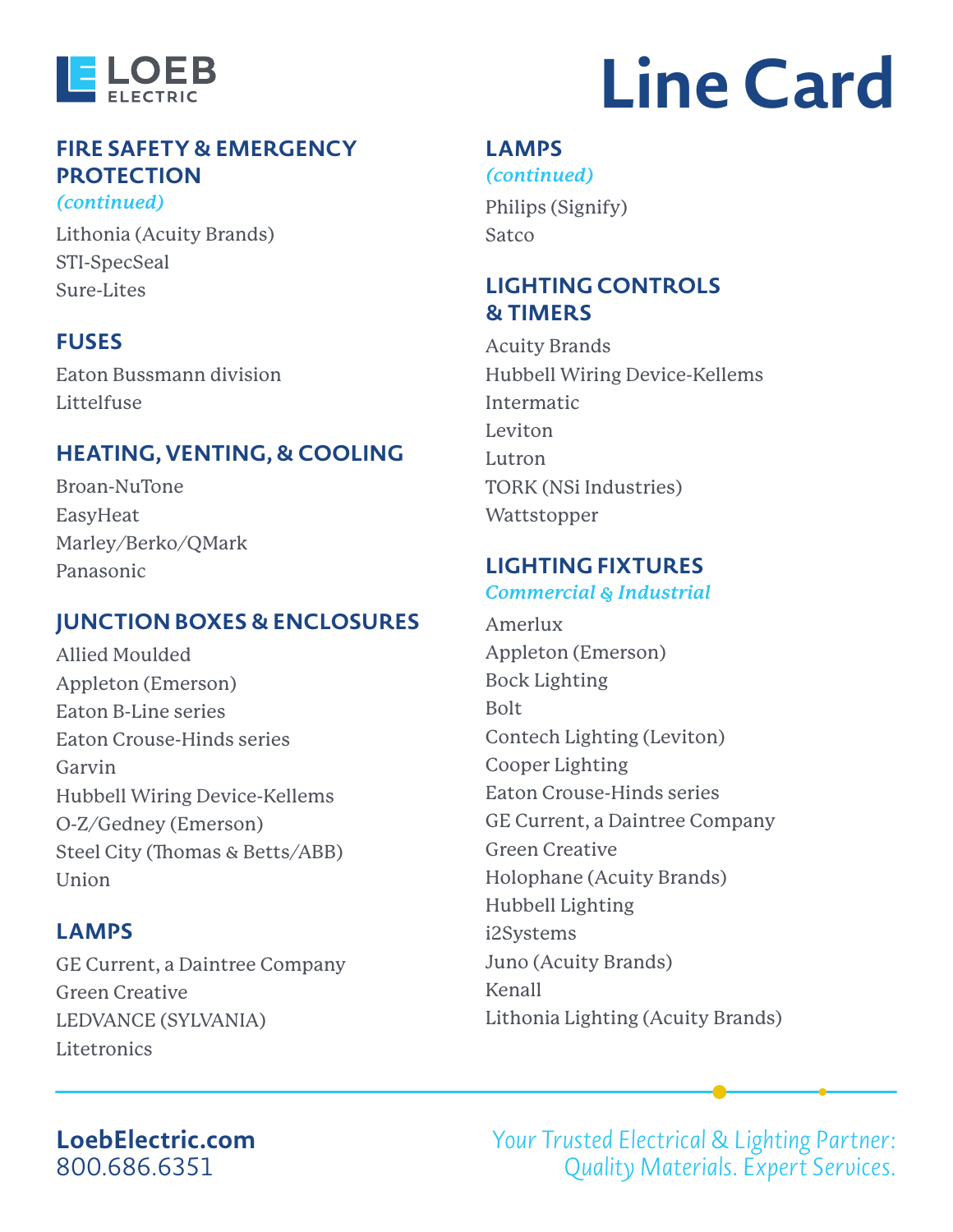# Line Card

## FIRE SAFETY & EMERGENCY PROTECTION

*(continued)*

Lithonia (Acuity Brands)
STI-SpecSeal
Sure-Lites

## FUSES

Eaton Bussmann division
Littelfuse

## HEATING, VENTING, & COOLING

Broan-NuTone
EasyHeat
Marley/Berko/QMark
Panasonic

## JUNCTION BOXES & ENCLOSURES

Allied Moulded
Appleton (Emerson)
Eaton B-Line series
Eaton Crouse-Hinds series
Garvin
Hubbell Wiring Device-Kellems
O-Z/Gedney (Emerson)
Steel City (Thomas & Betts/ABB)
Union

## LAMPS

GE Current, a Daintree Company
Green Creative
LEDVANCE (SYLVANIA)
Litetronics

## LAMPS

*(continued)*

Philips (Signify)
Satco

## LIGHTING CONTROLS & TIMERS

Acuity Brands
Hubbell Wiring Device-Kellems
Intermatic
Leviton
Lutron
TORK (NSi Industries)
Wattstopper

## LIGHTING FIXTURES

*Commercial & Industrial*

Amerlux
Appleton (Emerson)
Bock Lighting
Bolt
Contech Lighting (Leviton)
Cooper Lighting
Eaton Crouse-Hinds series
GE Current, a Daintree Company
Green Creative
Holophane (Acuity Brands)
Hubbell Lighting
i2Systems
Juno (Acuity Brands)
Kenall
Lithonia Lighting (Acuity Brands)

**LoebElectric.com**
800.686.6351

*Your Trusted Electrical & Lighting Partner: Quality Materials. Expert Services.*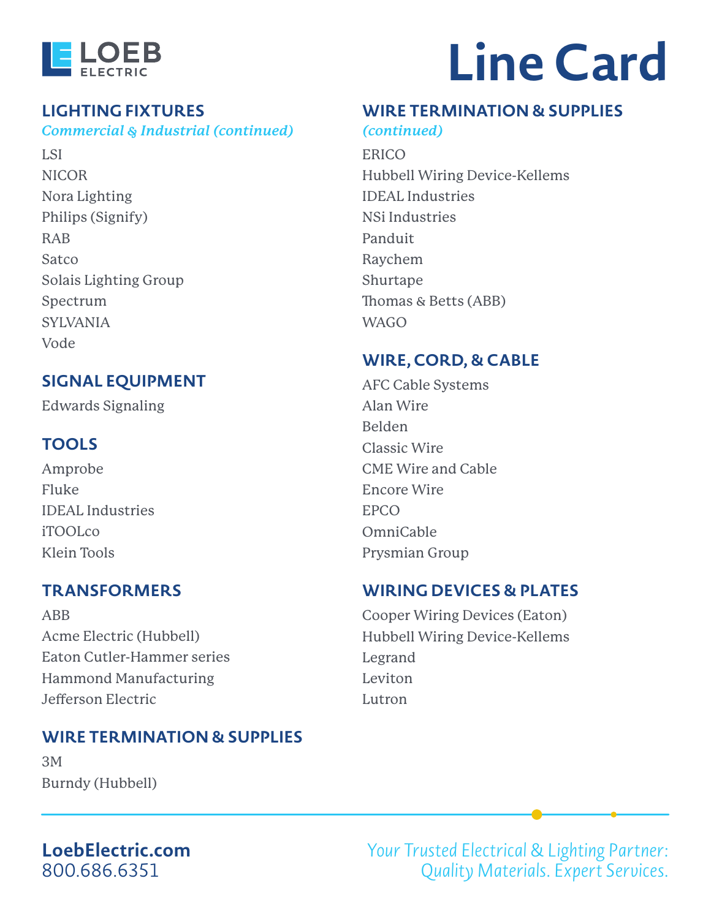LOEB ELECTRIC

# Line Card

## LIGHTING FIXTURES

*Commercial & Industrial (continued)*

LSI
NICOR
Nora Lighting
Philips (Signify)
RAB
Satco
Solais Lighting Group
Spectrum
SYLVANIA
Vode

## SIGNAL EQUIPMENT

Edwards Signaling

## TOOLS

Amprobe
Fluke
IDEAL Industries
iTOOLco
Klein Tools

## TRANSFORMERS

ABB
Acme Electric (Hubbell)
Eaton Cutler-Hammer series
Hammond Manufacturing
Jefferson Electric

## WIRE TERMINATION & SUPPLIES

3M
Burndy (Hubbell)

## WIRE TERMINATION & SUPPLIES

*(continued)*

ERICO
Hubbell Wiring Device-Kellems
IDEAL Industries
NSi Industries
Panduit
Raychem
Shurtape
Thomas & Betts (ABB)
WAGO

## WIRE, CORD, & CABLE

AFC Cable Systems
Alan Wire
Belden
Classic Wire
CME Wire and Cable
Encore Wire
EPCO
OmniCable
Prysmian Group

## WIRING DEVICES & PLATES

Cooper Wiring Devices (Eaton)
Hubbell Wiring Device-Kellems
Legrand
Leviton
Lutron

**LoebElectric.com**
800.686.6351

*Your Trusted Electrical & Lighting Partner: Quality Materials. Expert Services.*